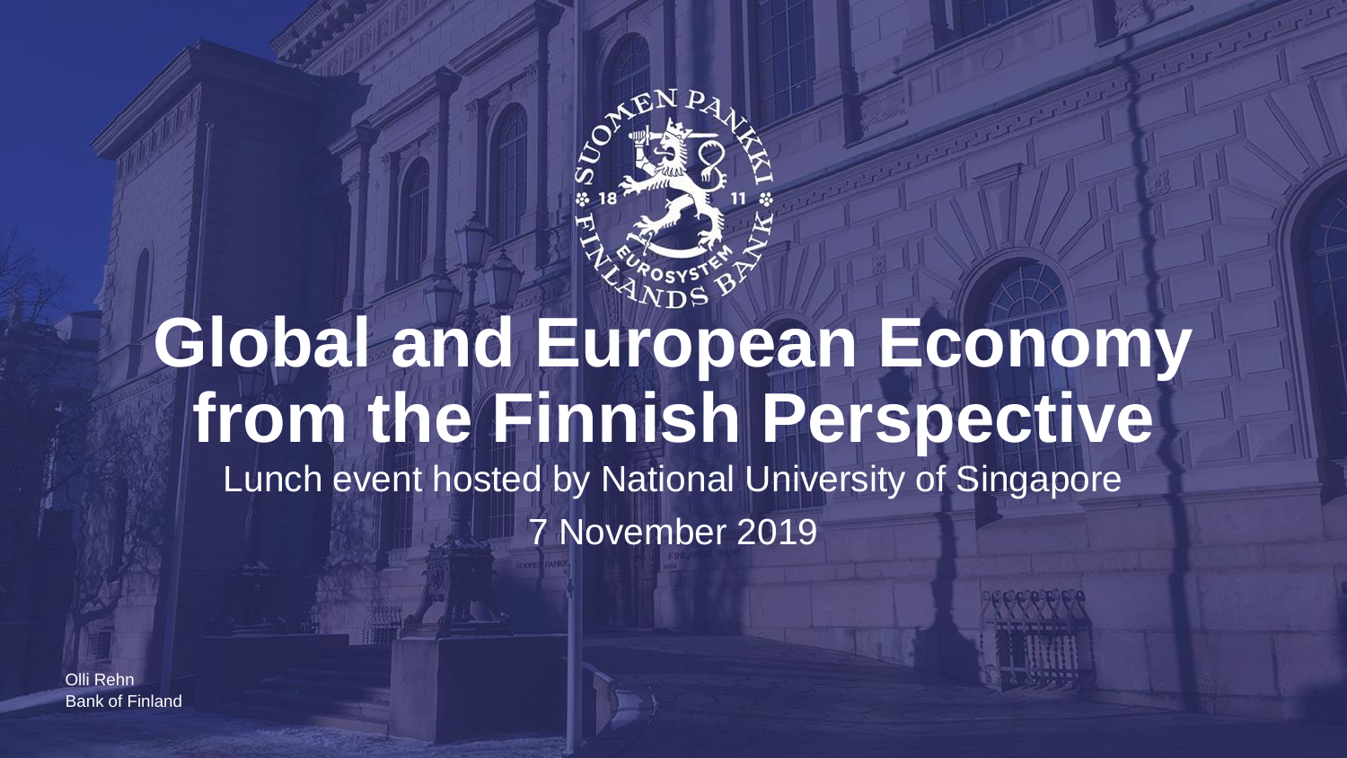# Global and European Economy from the Finnish Perspective

Lunch event hosted by National University of Singapore

7 November 2019

Olli Rehn
Bank of Finland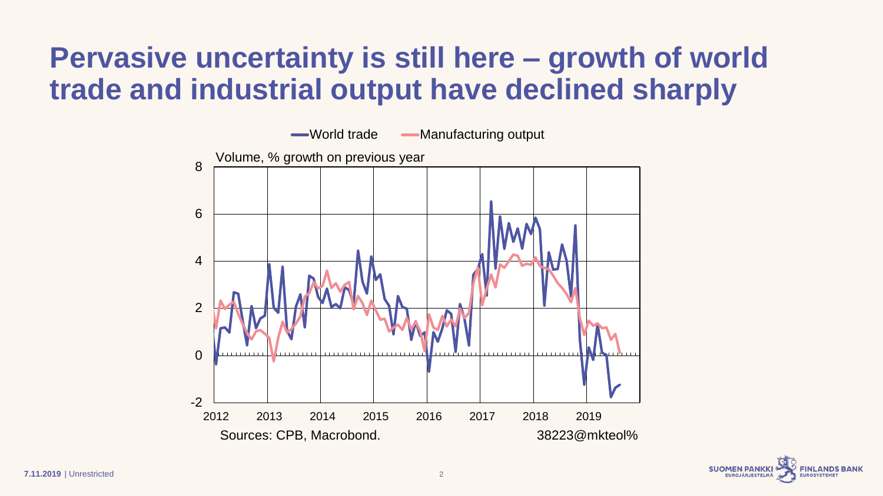# Pervasive uncertainty is still here – growth of world trade and industrial output have declined sharply

World trade — Manufacturing output

Volume, % growth on previous year

Sources: CPB, Macrobond.

38223@mkteol%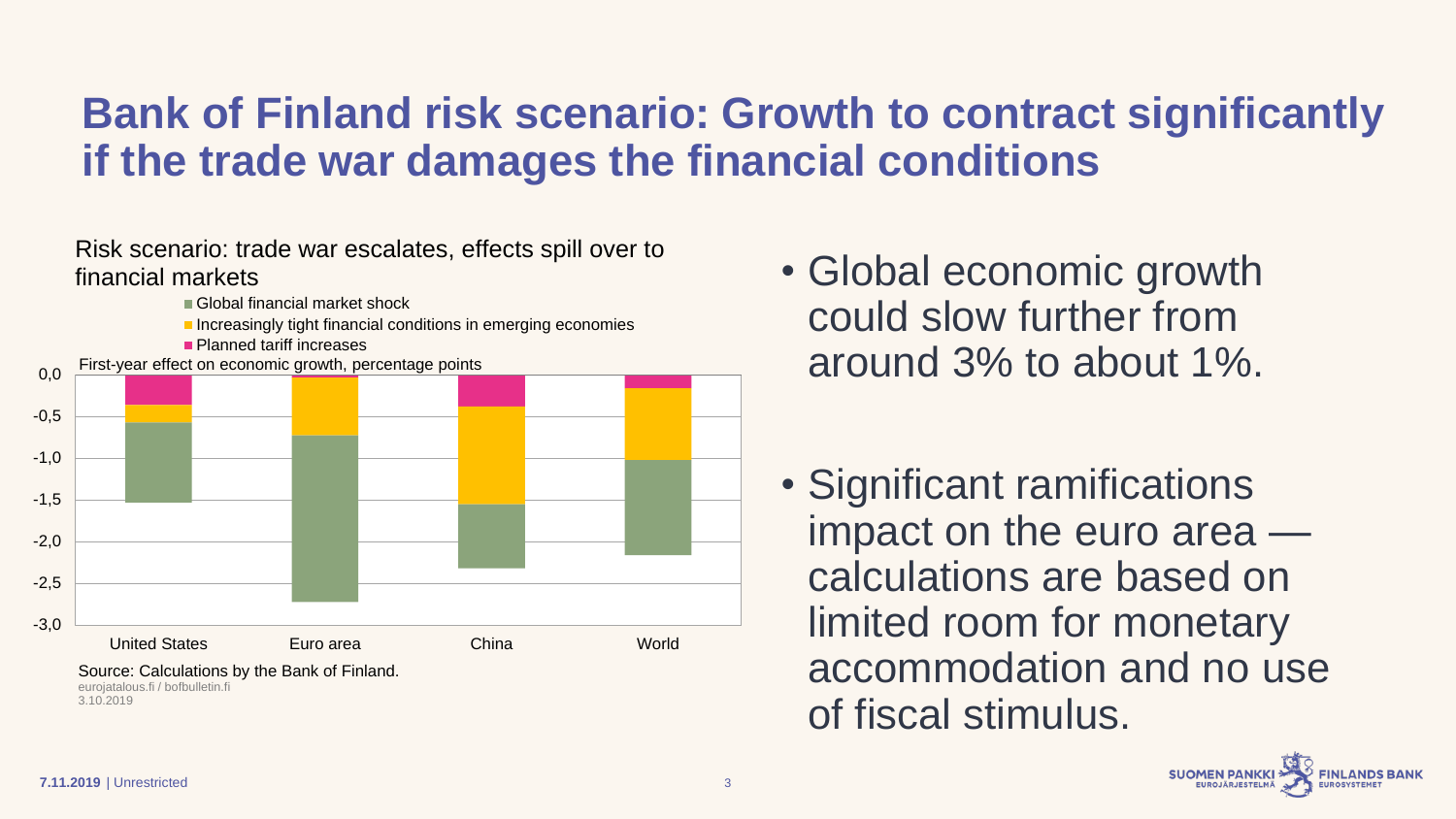# Bank of Finland risk scenario: Growth to contract significantly if the trade war damages the financial conditions

Risk scenario: trade war escalates, effects spill over to financial markets

- Global financial market shock
- Increasingly tight financial conditions in emerging economies
- Planned tariff increases

First-year effect on economic growth, percentage points

United States | Euro area | China | World

Source: Calculations by the Bank of Finland.
eurojatalous.fi / bofbulletin.fi
3.10.2019

- Global economic growth could slow further from around 3% to about 1%.
- Significant ramifications impact on the euro area — calculations are based on limited room for monetary accommodation and no use of fiscal stimulus.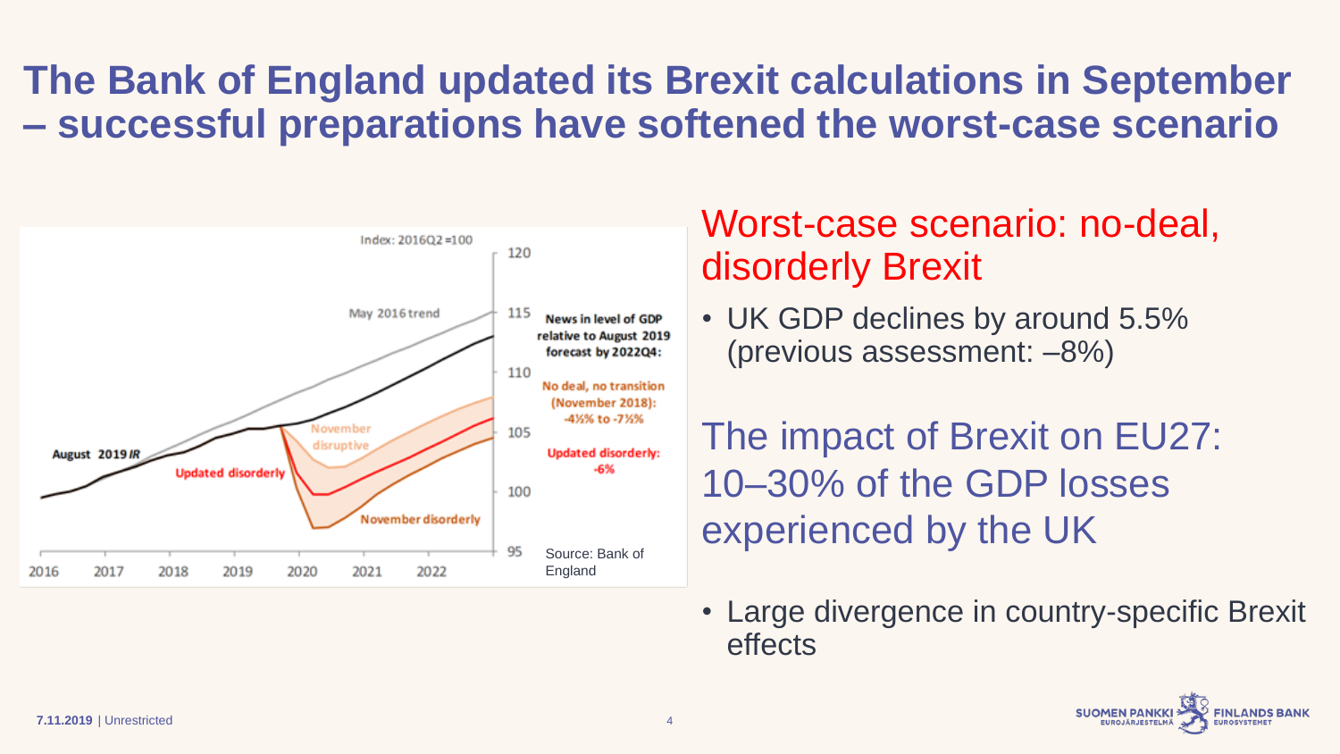# The Bank of England updated its Brexit calculations in September – successful preparations have softened the worst-case scenario

Index: 2016Q2=100

May 2016 trend

August 2019 *IR*

Updated disorderly

November disruptive

November disorderly

News in level of GDP relative to August 2019 forecast by 2022Q4:

No deal, no transition (November 2018): -4½% to -7½%

Updated disorderly: -6%

Source: Bank of England

## Worst-case scenario: no-deal, disorderly Brexit

- UK GDP declines by around 5.5% (previous assessment: –8%)

## The impact of Brexit on EU27: 10–30% of the GDP losses experienced by the UK

- Large divergence in country-specific Brexit effects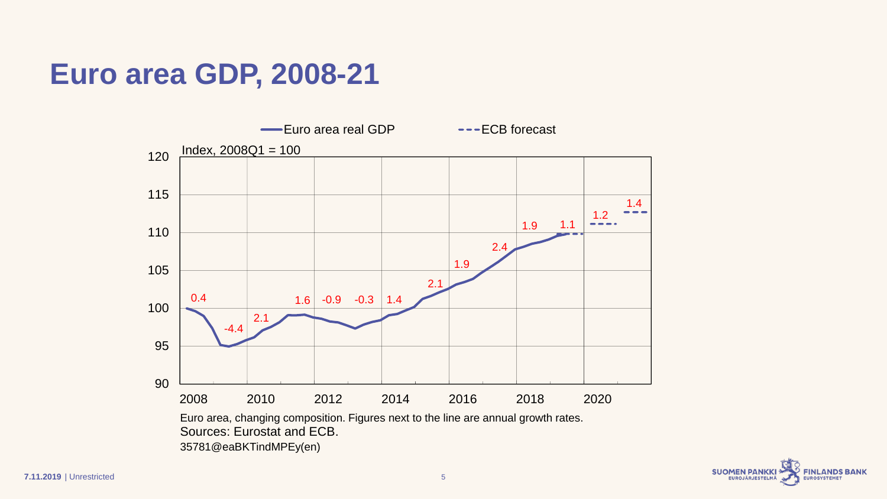# Euro area GDP, 2008-21

Euro area real GDP — ECB forecast

Index, 2008Q1 = 100

Euro area, changing composition. Figures next to the line are annual growth rates.

Sources: Eurostat and ECB.

35781@eaBKTindMPEy(en)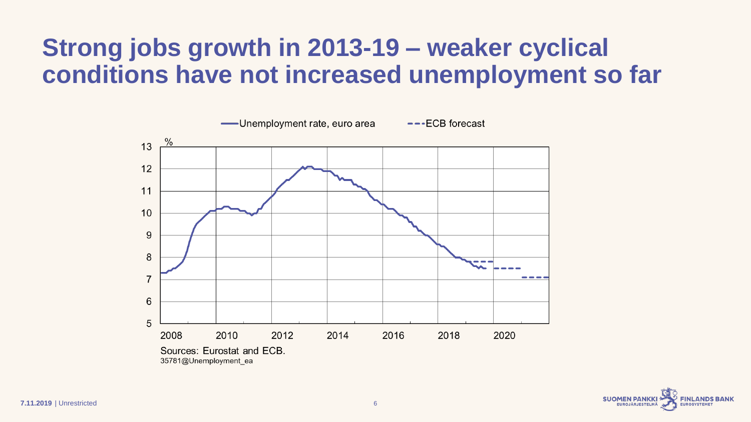# Strong jobs growth in 2013-19 – weaker cyclical conditions have not increased unemployment so far

Unemployment rate, euro area — ECB forecast

%

Sources: Eurostat and ECB.

35781@Unemployment_ea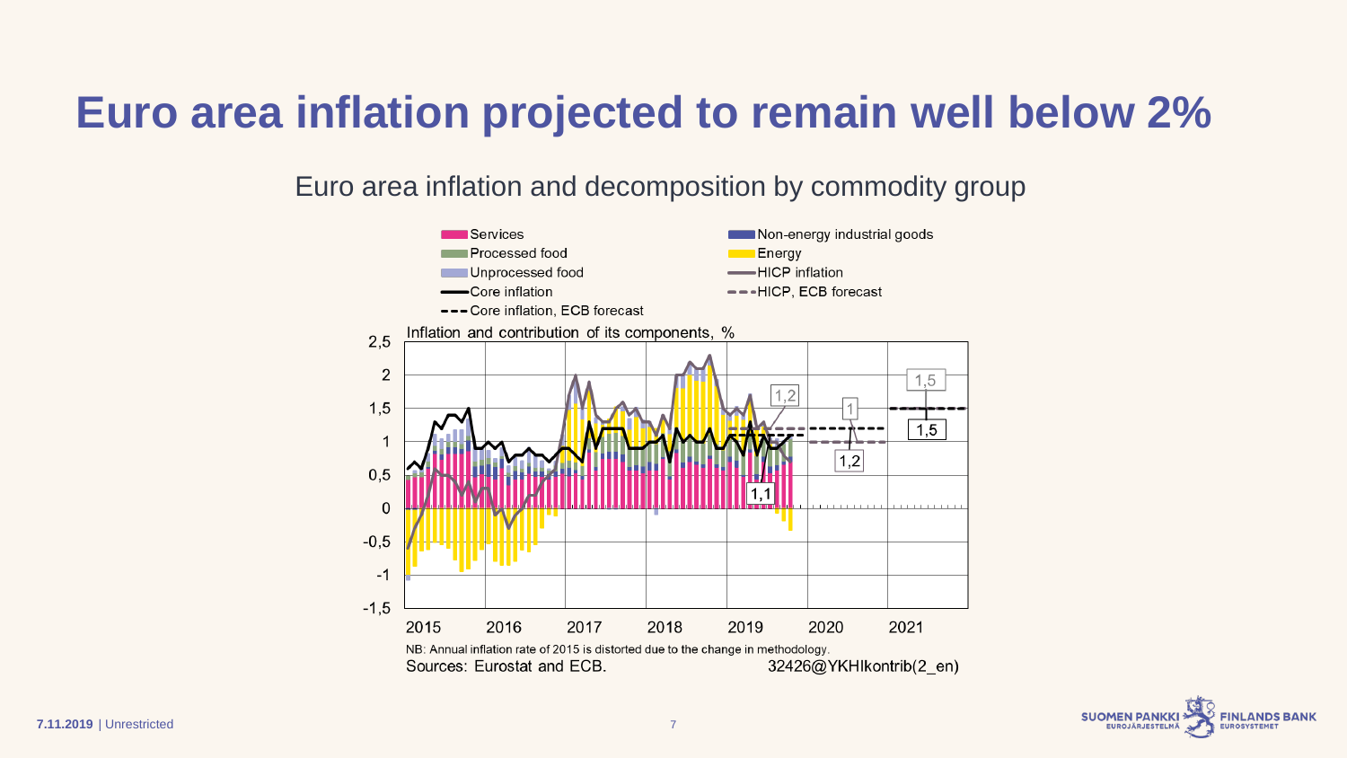# Euro area inflation projected to remain well below 2%

Euro area inflation and decomposition by commodity group

Inflation and contribution of its components, %

Legend: Services; Non-energy industrial goods; Processed food; Energy; Unprocessed food; HICP inflation; Core inflation; HICP, ECB forecast; Core inflation, ECB forecast

NB: Annual inflation rate of 2015 is distorted due to the change in methodology.

Sources: Eurostat and ECB.

32426@YKHIkontrib(2_en)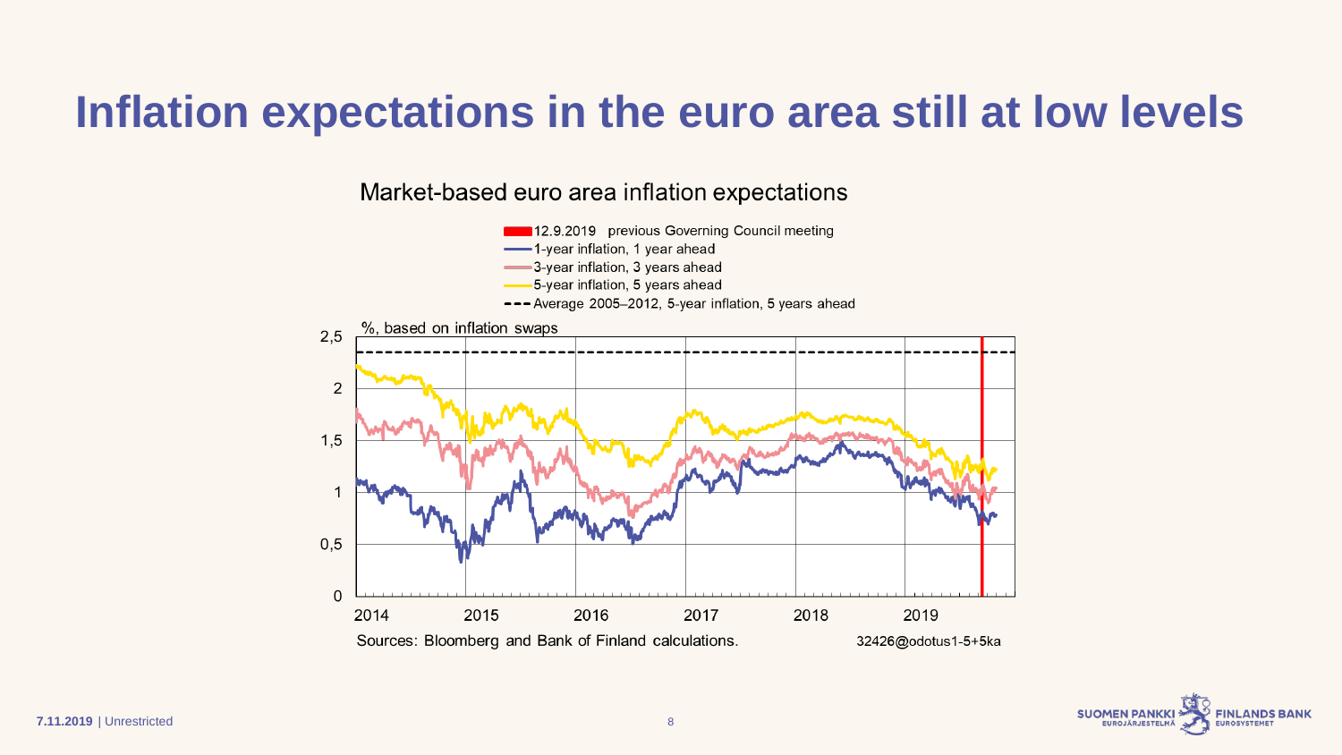# Inflation expectations in the euro area still at low levels

Market-based euro area inflation expectations

- 12.9.2019 previous Governing Council meeting
- 1-year inflation, 1 year ahead
- 3-year inflation, 3 years ahead
- 5-year inflation, 5 years ahead
- Average 2005–2012, 5-year inflation, 5 years ahead

%, based on inflation swaps

Sources: Bloomberg and Bank of Finland calculations.

32426@odotus1-5+5ka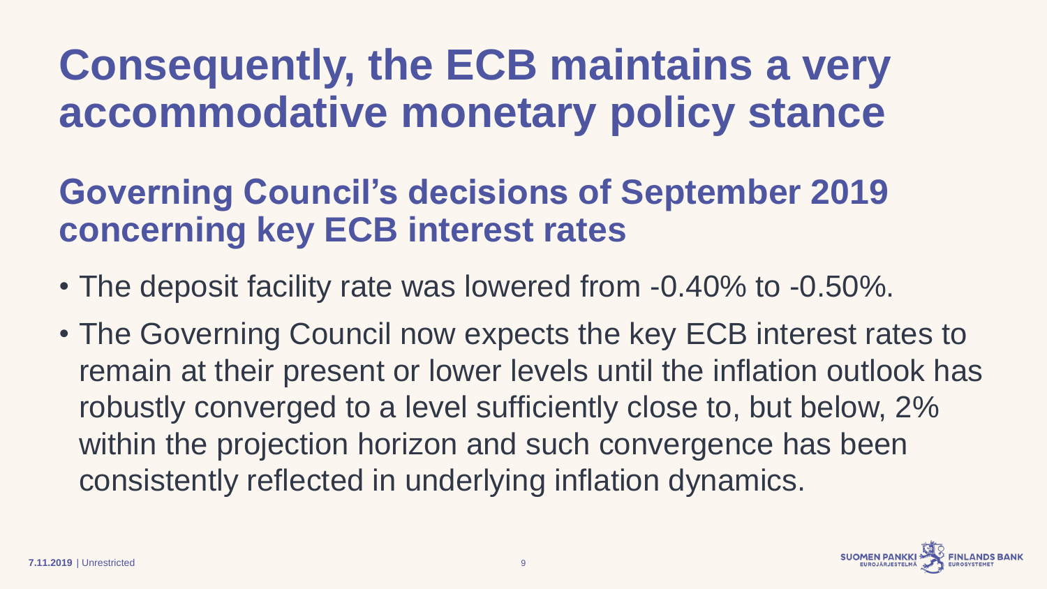# Consequently, the ECB maintains a very accommodative monetary policy stance

## Governing Council's decisions of September 2019 concerning key ECB interest rates

- The deposit facility rate was lowered from -0.40% to -0.50%.
- The Governing Council now expects the key ECB interest rates to remain at their present or lower levels until the inflation outlook has robustly converged to a level sufficiently close to, but below, 2% within the projection horizon and such convergence has been consistently reflected in underlying inflation dynamics.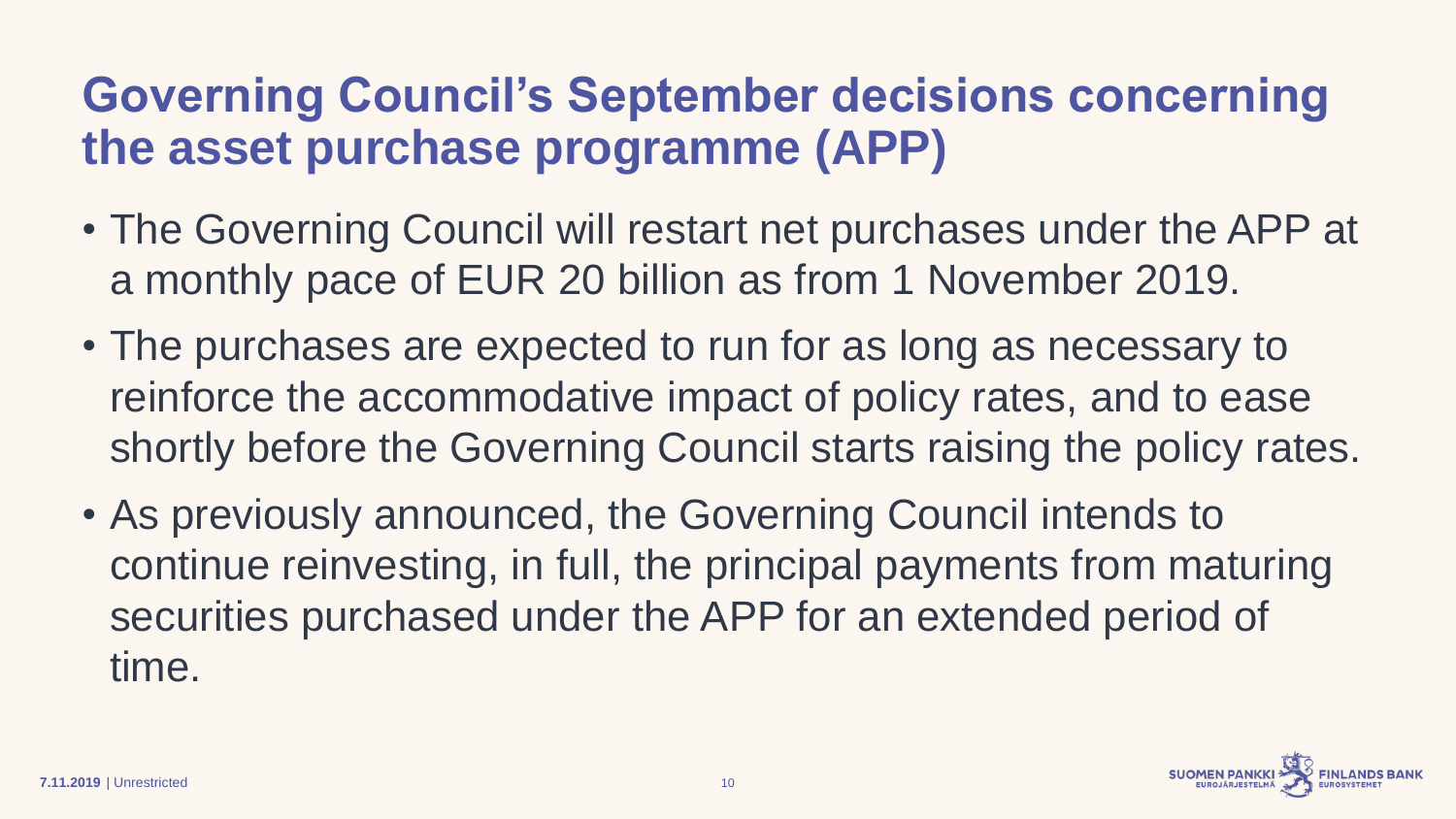# Governing Council's September decisions concerning the asset purchase programme (APP)

- The Governing Council will restart net purchases under the APP at a monthly pace of EUR 20 billion as from 1 November 2019.
- The purchases are expected to run for as long as necessary to reinforce the accommodative impact of policy rates, and to ease shortly before the Governing Council starts raising the policy rates.
- As previously announced, the Governing Council intends to continue reinvesting, in full, the principal payments from maturing securities purchased under the APP for an extended period of time.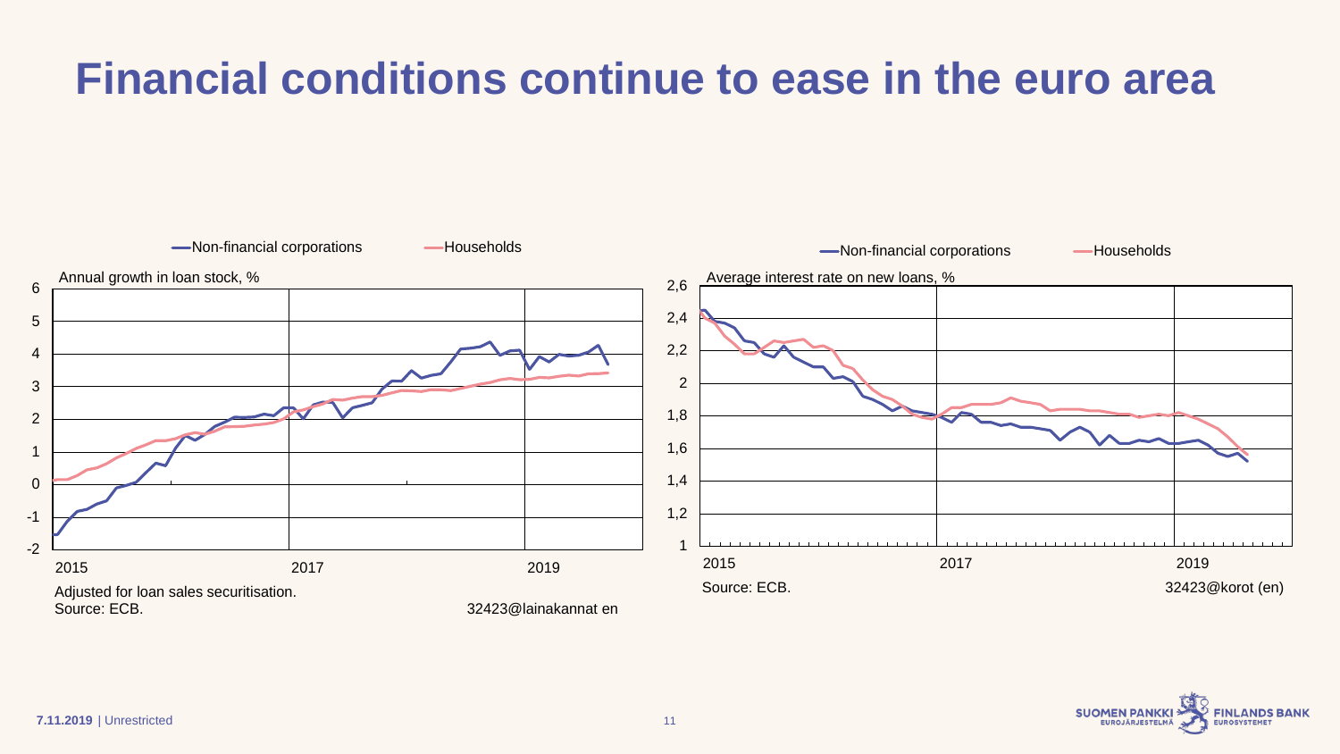# Financial conditions continue to ease in the euro area

Non-financial corporations — Households

Annual growth in loan stock, %

Adjusted for loan sales securitisation.
Source: ECB.

32423@lainakannat en

Non-financial corporations — Households

Average interest rate on new loans, %

Source: ECB.

32423@korot (en)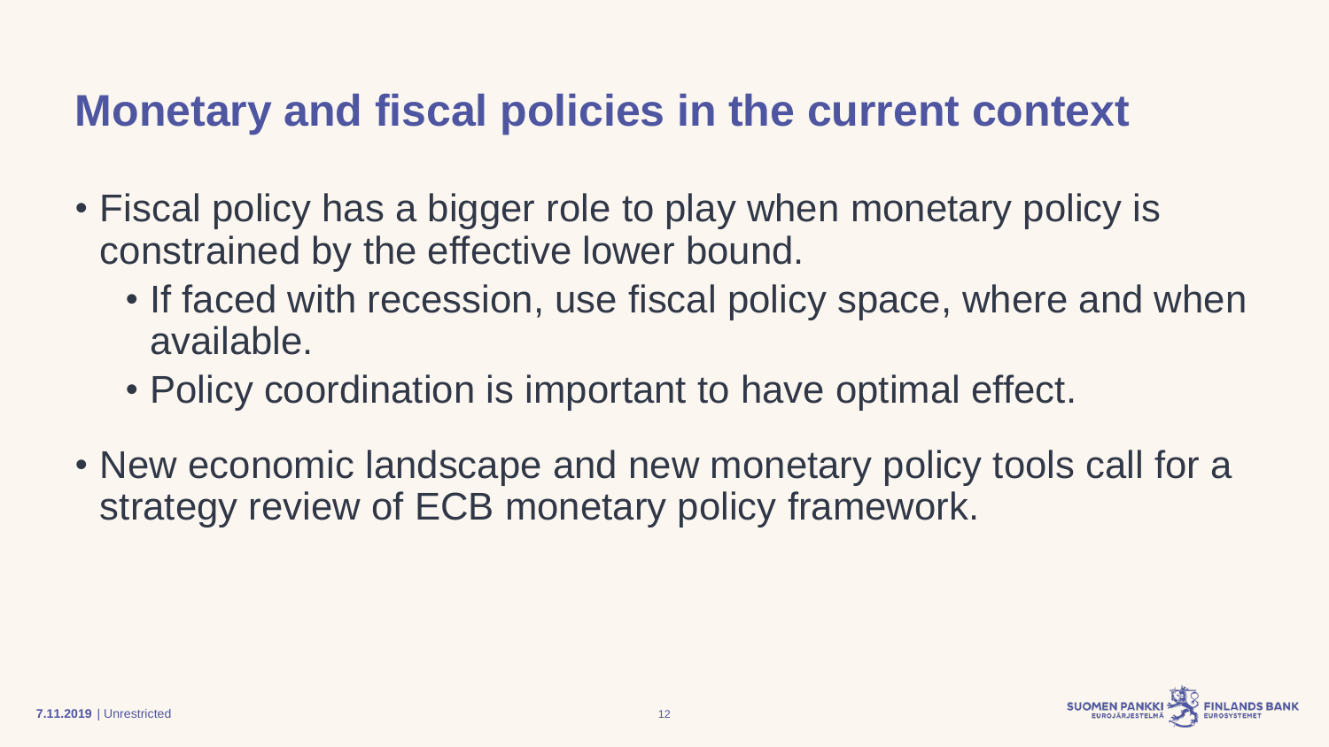# Monetary and fiscal policies in the current context

- Fiscal policy has a bigger role to play when monetary policy is constrained by the effective lower bound.
  - If faced with recession, use fiscal policy space, where and when available.
  - Policy coordination is important to have optimal effect.
- New economic landscape and new monetary policy tools call for a strategy review of ECB monetary policy framework.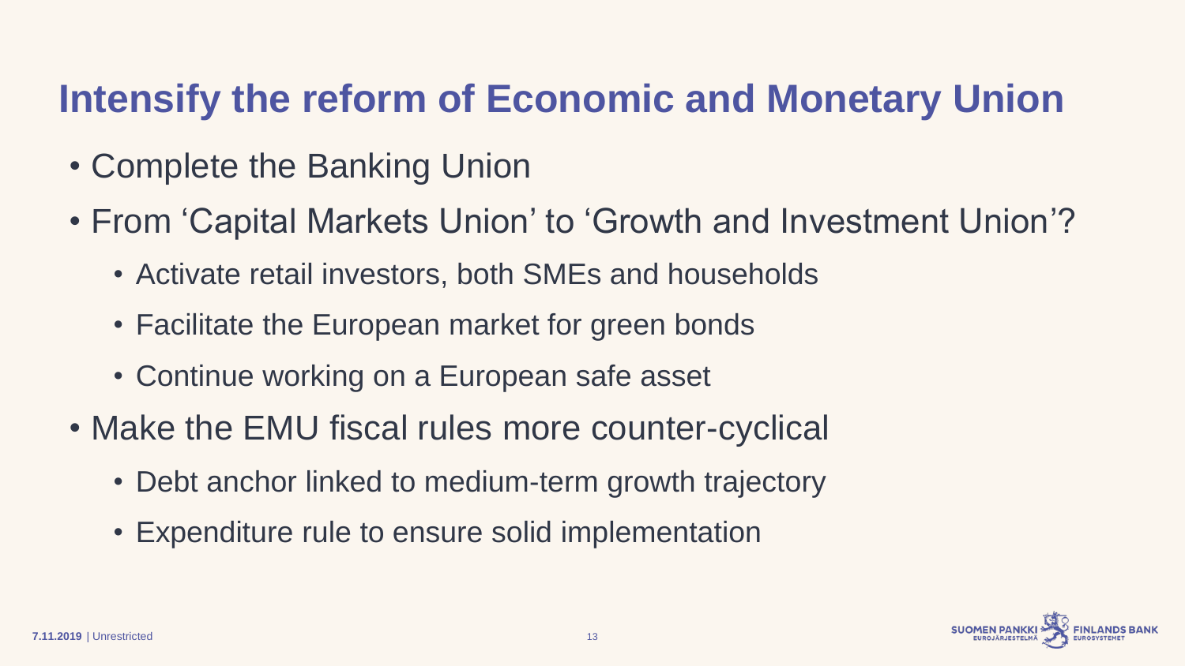# Intensify the reform of Economic and Monetary Union

- Complete the Banking Union
- From 'Capital Markets Union' to 'Growth and Investment Union'?
  - Activate retail investors, both SMEs and households
  - Facilitate the European market for green bonds
  - Continue working on a European safe asset
- Make the EMU fiscal rules more counter-cyclical
  - Debt anchor linked to medium-term growth trajectory
  - Expenditure rule to ensure solid implementation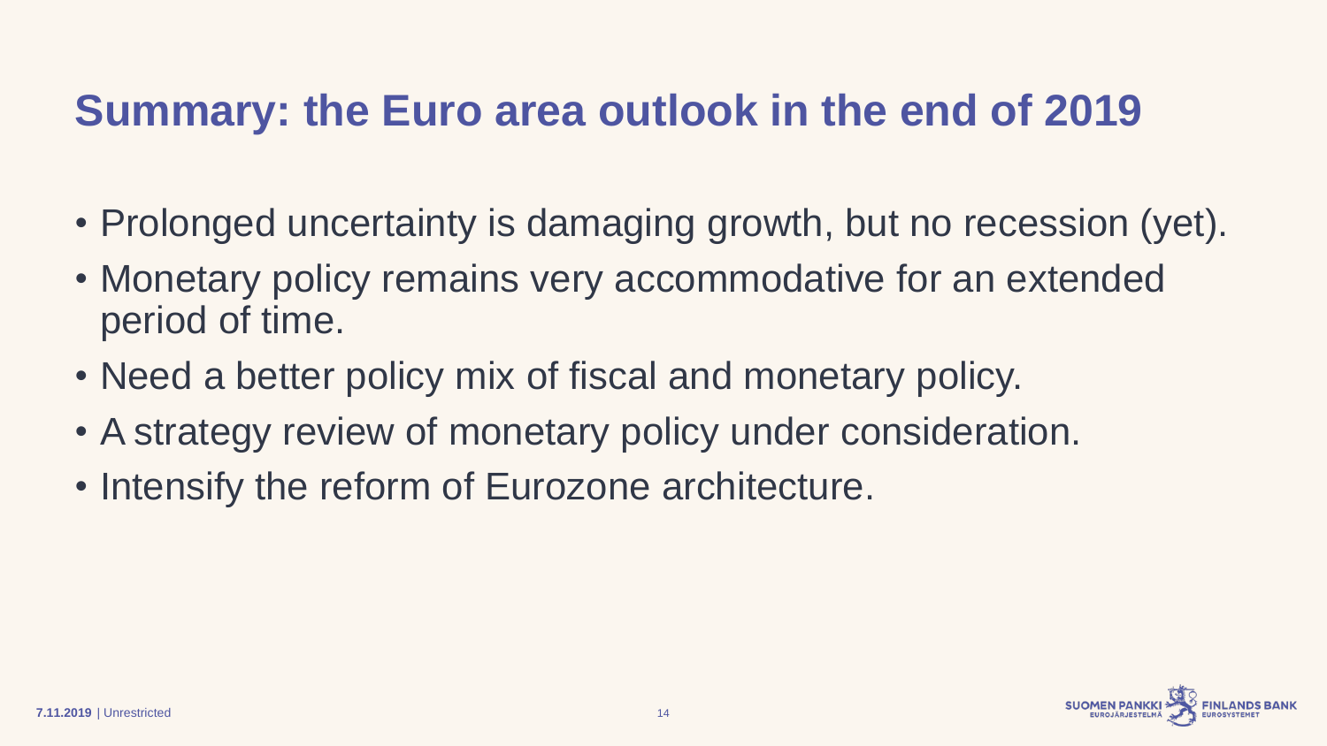# Summary: the Euro area outlook in the end of 2019

- Prolonged uncertainty is damaging growth, but no recession (yet).
- Monetary policy remains very accommodative for an extended period of time.
- Need a better policy mix of fiscal and monetary policy.
- A strategy review of monetary policy under consideration.
- Intensify the reform of Eurozone architecture.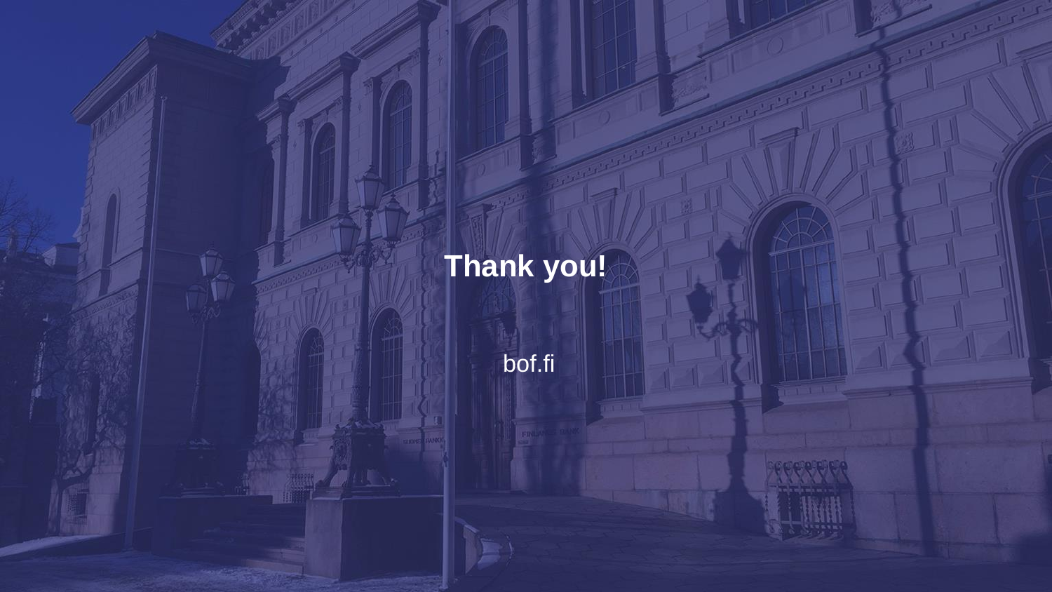**Thank you!**

bof.fi